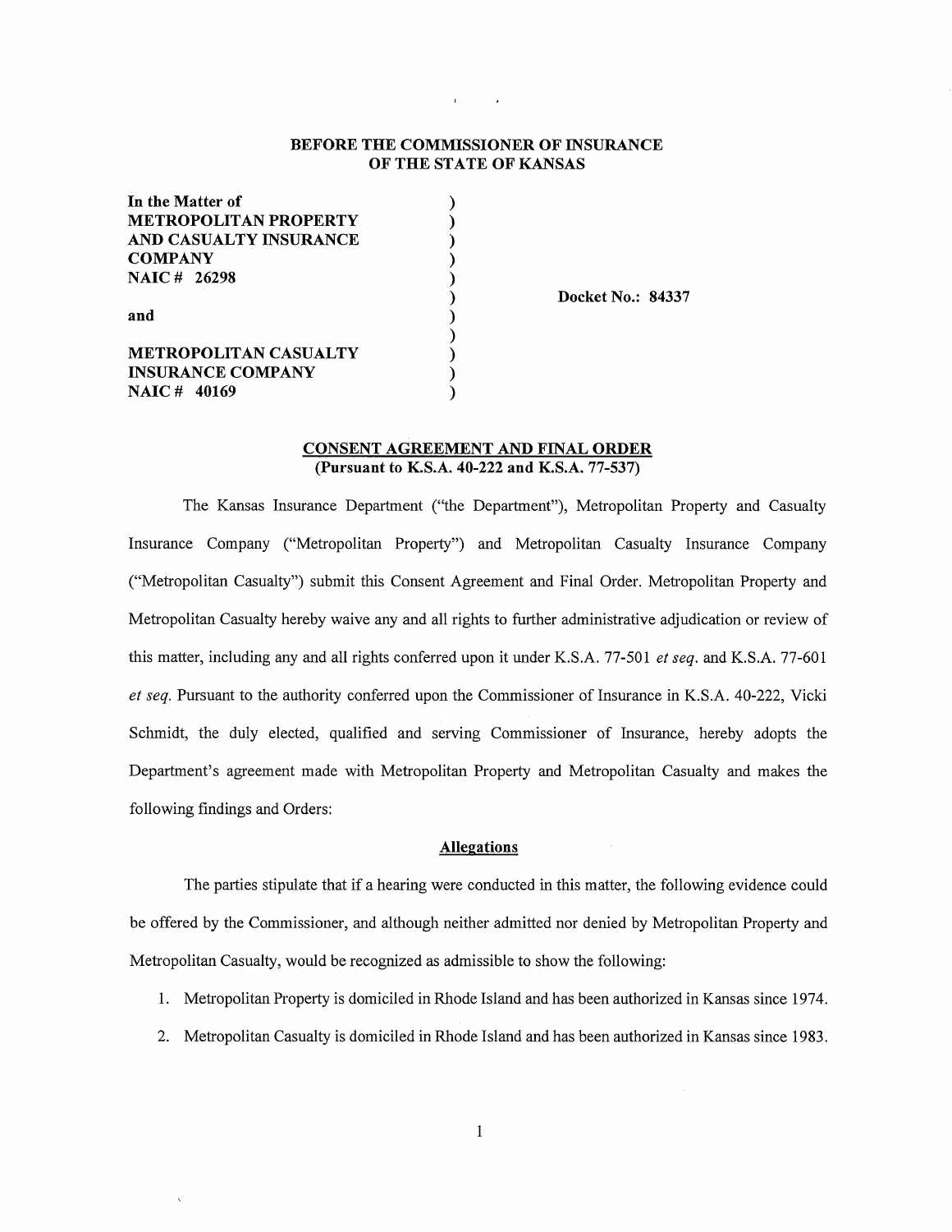**BEFORE THE COMMISSIONER OF INSURANCE**
**OF THE STATE OF KANSAS**

**In the Matter of**
**METROPOLITAN PROPERTY AND CASUALTY INSURANCE COMPANY**
**NAIC # 26298**

**and**

**METROPOLITAN CASUALTY INSURANCE COMPANY**
**NAIC # 40169**

**Docket No.: 84337**

**CONSENT AGREEMENT AND FINAL ORDER**
**(Pursuant to K.S.A. 40-222 and K.S.A. 77-537)**

The Kansas Insurance Department ("the Department"), Metropolitan Property and Casualty Insurance Company ("Metropolitan Property") and Metropolitan Casualty Insurance Company ("Metropolitan Casualty") submit this Consent Agreement and Final Order. Metropolitan Property and Metropolitan Casualty hereby waive any and all rights to further administrative adjudication or review of this matter, including any and all rights conferred upon it under K.S.A. 77-501 *et seq.* and K.S.A. 77-601 *et seq.* Pursuant to the authority conferred upon the Commissioner of Insurance in K.S.A. 40-222, Vicki Schmidt, the duly elected, qualified and serving Commissioner of Insurance, hereby adopts the Department's agreement made with Metropolitan Property and Metropolitan Casualty and makes the following findings and Orders:

**Allegations**

The parties stipulate that if a hearing were conducted in this matter, the following evidence could be offered by the Commissioner, and although neither admitted nor denied by Metropolitan Property and Metropolitan Casualty, would be recognized as admissible to show the following:

1. Metropolitan Property is domiciled in Rhode Island and has been authorized in Kansas since 1974.
2. Metropolitan Casualty is domiciled in Rhode Island and has been authorized in Kansas since 1983.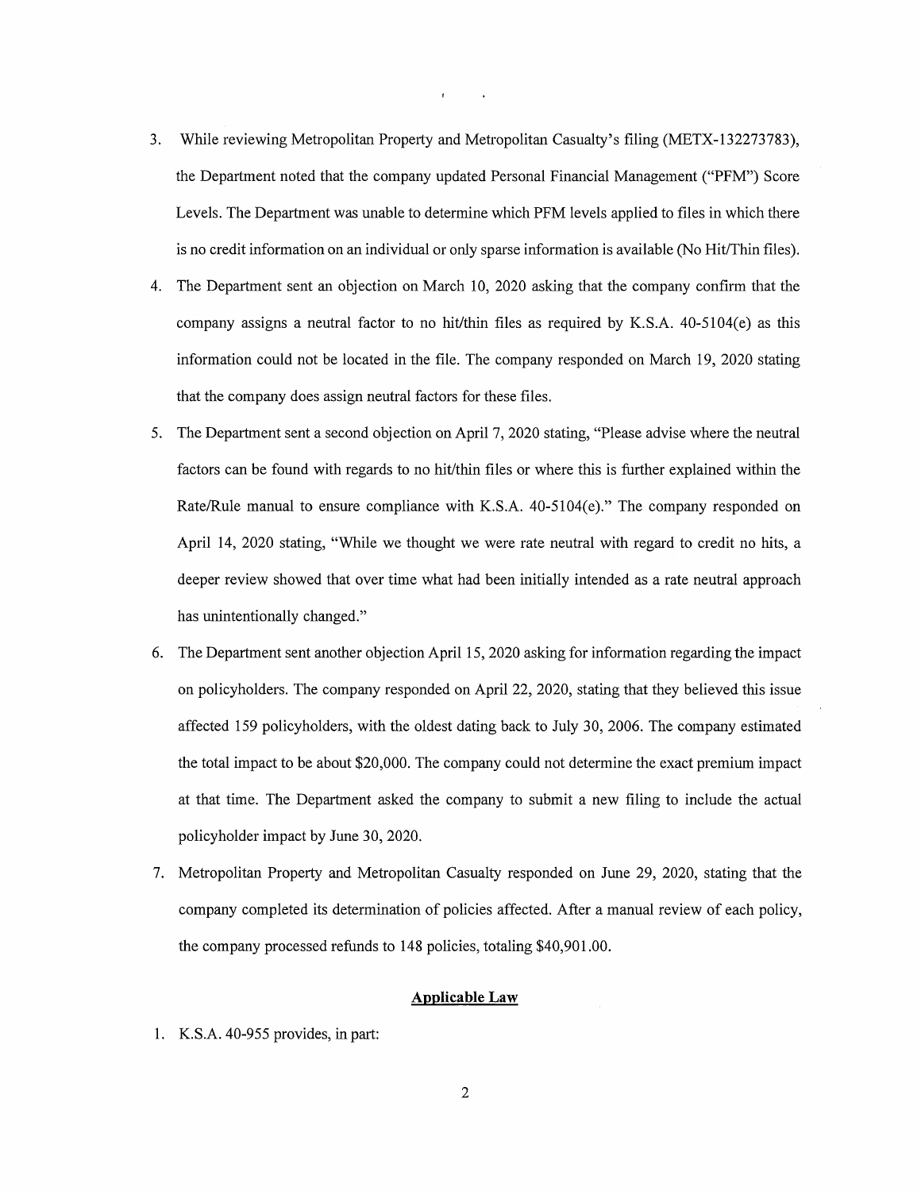3. While reviewing Metropolitan Property and Metropolitan Casualty's filing (METX-132273783), the Department noted that the company updated Personal Financial Management ("PFM") Score Levels. The Department was unable to determine which PFM levels applied to files in which there is no credit information on an individual or only sparse information is available (No Hit/Thin files).

4. The Department sent an objection on March 10, 2020 asking that the company confirm that the company assigns a neutral factor to no hit/thin files as required by K.S.A. 40-5104(e) as this information could not be located in the file. The company responded on March 19, 2020 stating that the company does assign neutral factors for these files.

5. The Department sent a second objection on April 7, 2020 stating, "Please advise where the neutral factors can be found with regards to no hit/thin files or where this is further explained within the Rate/Rule manual to ensure compliance with K.S.A. 40-5104(e)." The company responded on April 14, 2020 stating, "While we thought we were rate neutral with regard to credit no hits, a deeper review showed that over time what had been initially intended as a rate neutral approach has unintentionally changed."

6. The Department sent another objection April 15, 2020 asking for information regarding the impact on policyholders. The company responded on April 22, 2020, stating that they believed this issue affected 159 policyholders, with the oldest dating back to July 30, 2006. The company estimated the total impact to be about $20,000. The company could not determine the exact premium impact at that time. The Department asked the company to submit a new filing to include the actual policyholder impact by June 30, 2020.

7. Metropolitan Property and Metropolitan Casualty responded on June 29, 2020, stating that the company completed its determination of policies affected. After a manual review of each policy, the company processed refunds to 148 policies, totaling $40,901.00.

## Applicable Law

1. K.S.A. 40-955 provides, in part: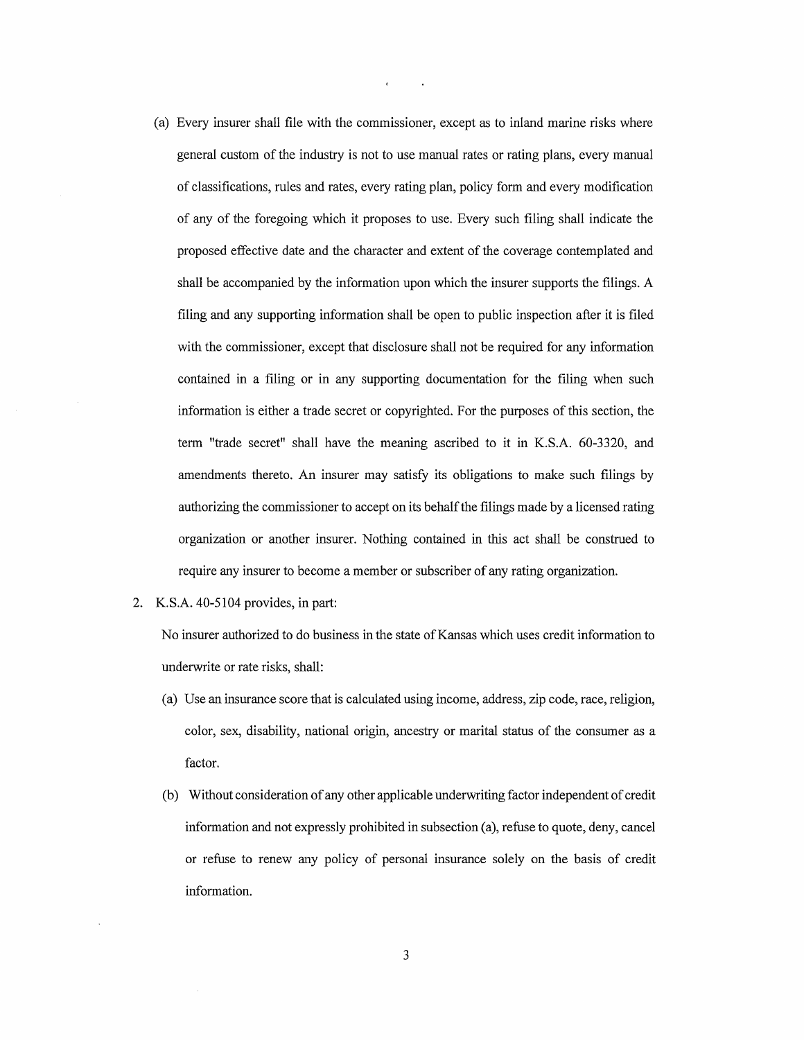(a) Every insurer shall file with the commissioner, except as to inland marine risks where general custom of the industry is not to use manual rates or rating plans, every manual of classifications, rules and rates, every rating plan, policy form and every modification of any of the foregoing which it proposes to use. Every such filing shall indicate the proposed effective date and the character and extent of the coverage contemplated and shall be accompanied by the information upon which the insurer supports the filings. A filing and any supporting information shall be open to public inspection after it is filed with the commissioner, except that disclosure shall not be required for any information contained in a filing or in any supporting documentation for the filing when such information is either a trade secret or copyrighted. For the purposes of this section, the term "trade secret" shall have the meaning ascribed to it in K.S.A. 60-3320, and amendments thereto. An insurer may satisfy its obligations to make such filings by authorizing the commissioner to accept on its behalf the filings made by a licensed rating organization or another insurer. Nothing contained in this act shall be construed to require any insurer to become a member or subscriber of any rating organization.

2. K.S.A. 40-5104 provides, in part:

   No insurer authorized to do business in the state of Kansas which uses credit information to underwrite or rate risks, shall:

   (a) Use an insurance score that is calculated using income, address, zip code, race, religion, color, sex, disability, national origin, ancestry or marital status of the consumer as a factor.

   (b) Without consideration of any other applicable underwriting factor independent of credit information and not expressly prohibited in subsection (a), refuse to quote, deny, cancel or refuse to renew any policy of personal insurance solely on the basis of credit information.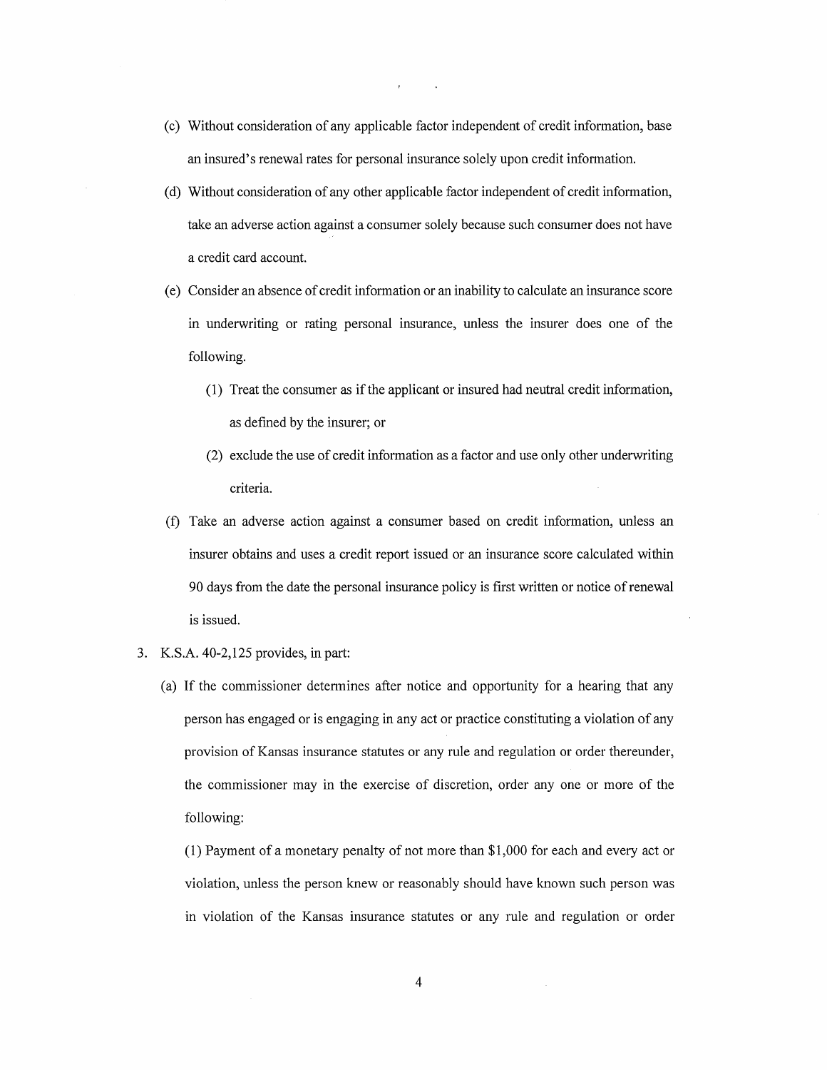(c) Without consideration of any applicable factor independent of credit information, base an insured's renewal rates for personal insurance solely upon credit information.

(d) Without consideration of any other applicable factor independent of credit information, take an adverse action against a consumer solely because such consumer does not have a credit card account.

(e) Consider an absence of credit information or an inability to calculate an insurance score in underwriting or rating personal insurance, unless the insurer does one of the following.

   (1) Treat the consumer as if the applicant or insured had neutral credit information, as defined by the insurer; or

   (2) exclude the use of credit information as a factor and use only other underwriting criteria.

(f) Take an adverse action against a consumer based on credit information, unless an insurer obtains and uses a credit report issued or an insurance score calculated within 90 days from the date the personal insurance policy is first written or notice of renewal is issued.

3. K.S.A. 40-2,125 provides, in part:

   (a) If the commissioner determines after notice and opportunity for a hearing that any person has engaged or is engaging in any act or practice constituting a violation of any provision of Kansas insurance statutes or any rule and regulation or order thereunder, the commissioner may in the exercise of discretion, order any one or more of the following:

   (1) Payment of a monetary penalty of not more than $1,000 for each and every act or violation, unless the person knew or reasonably should have known such person was in violation of the Kansas insurance statutes or any rule and regulation or order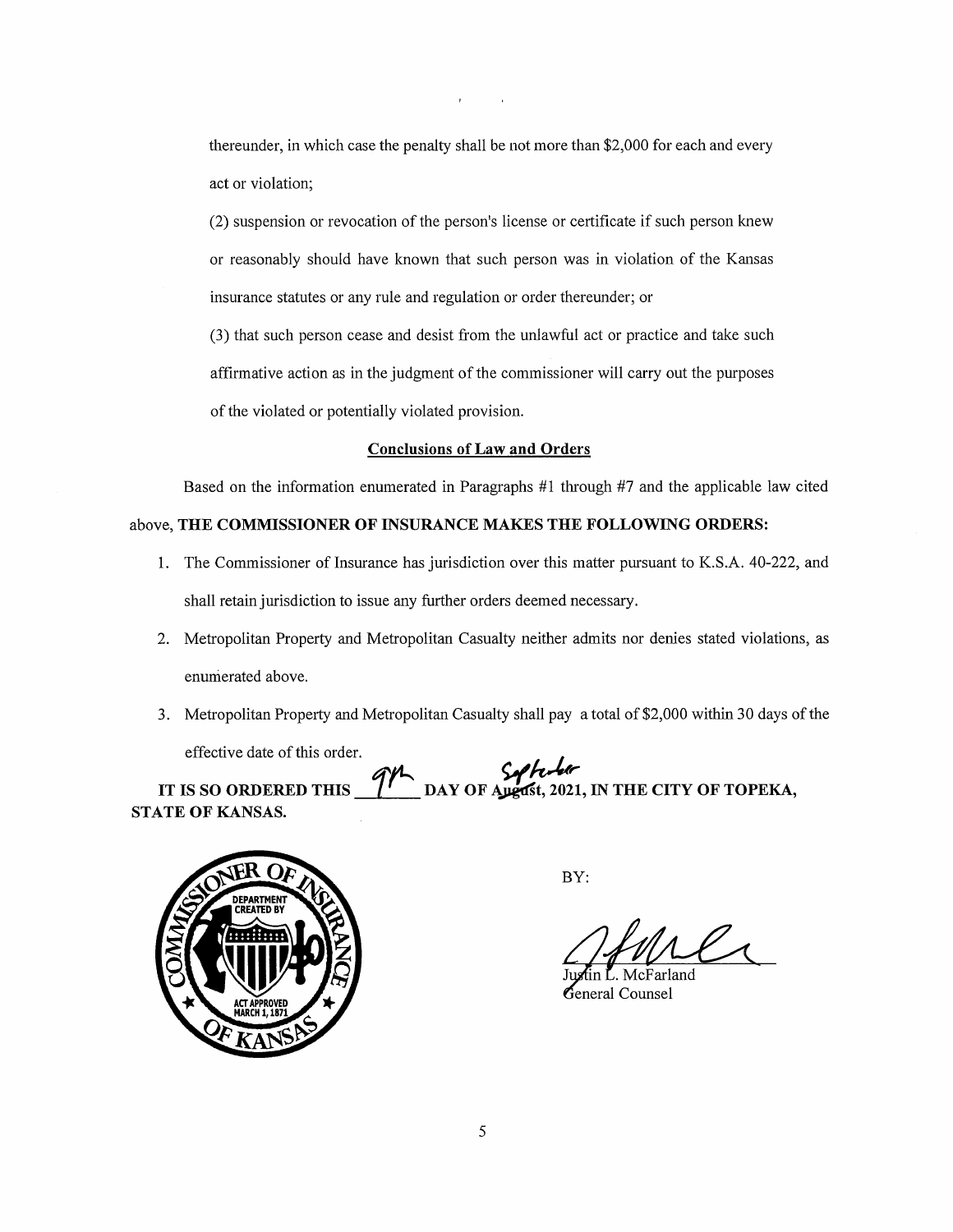thereunder, in which case the penalty shall be not more than $2,000 for each and every act or violation;

(2) suspension or revocation of the person's license or certificate if such person knew or reasonably should have known that such person was in violation of the Kansas insurance statutes or any rule and regulation or order thereunder; or

(3) that such person cease and desist from the unlawful act or practice and take such affirmative action as in the judgment of the commissioner will carry out the purposes of the violated or potentially violated provision.

## Conclusions of Law and Orders

Based on the information enumerated in Paragraphs #1 through #7 and the applicable law cited above, **THE COMMISSIONER OF INSURANCE MAKES THE FOLLOWING ORDERS:**

1. The Commissioner of Insurance has jurisdiction over this matter pursuant to K.S.A. 40-222, and shall retain jurisdiction to issue any further orders deemed necessary.
2. Metropolitan Property and Metropolitan Casualty neither admits nor denies stated violations, as enumerated above.
3. Metropolitan Property and Metropolitan Casualty shall pay a total of $2,000 within 30 days of the effective date of this order.

**IT IS SO ORDERED THIS 9th DAY OF ~~August~~ September, 2021, IN THE CITY OF TOPEKA, STATE OF KANSAS.**

BY:

Justin L. McFarland
General Counsel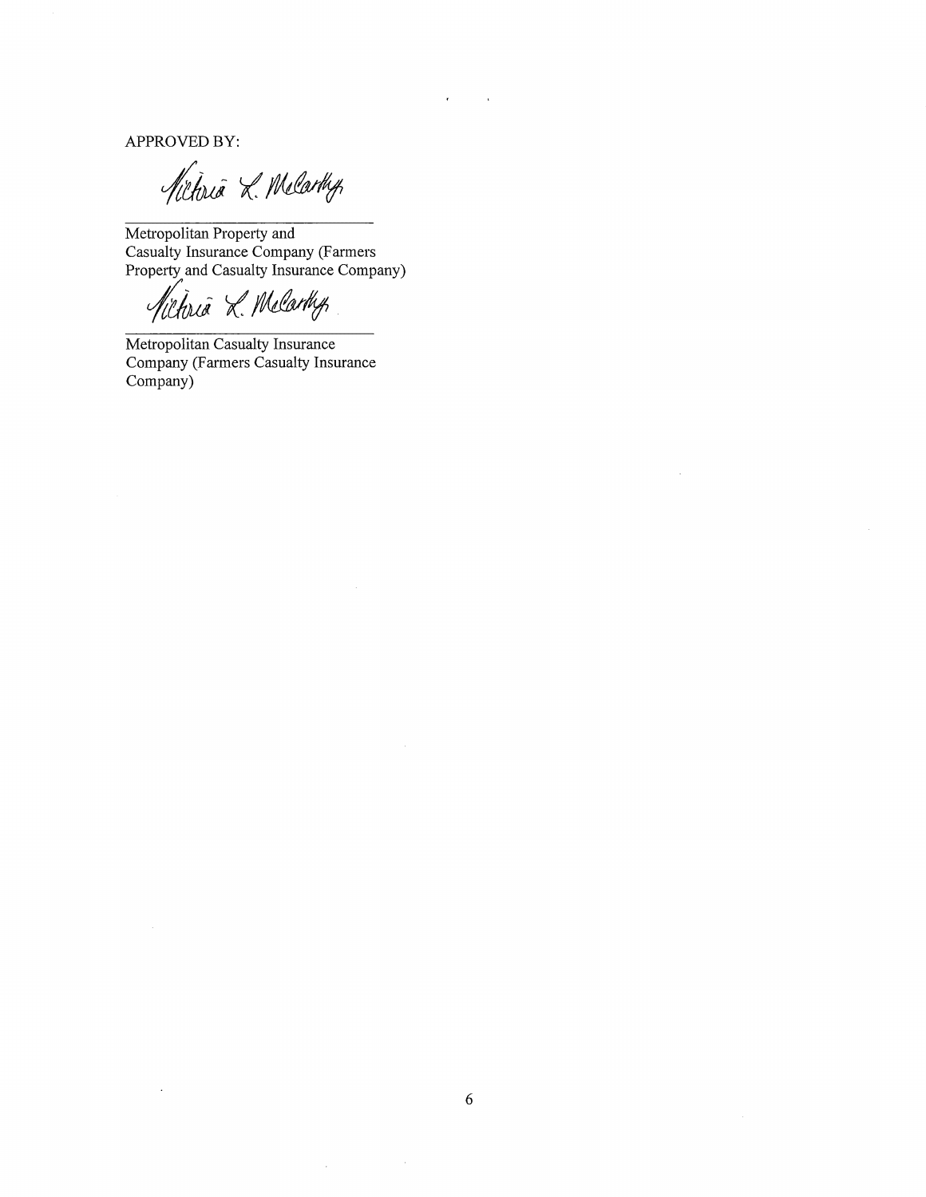APPROVED BY:

*Victoria L. McCarthy*

\_\_\_\_\_\_\_\_\_\_\_\_\_\_\_\_\_\_\_\_\_\_\_\_\_\_\_\_

Metropolitan Property and
Casualty Insurance Company (Farmers
Property and Casualty Insurance Company)

*Victoria L. McCarthy*

\_\_\_\_\_\_\_\_\_\_\_\_\_\_\_\_\_\_\_\_\_\_\_\_\_\_\_\_

Metropolitan Casualty Insurance
Company (Farmers Casualty Insurance
Company)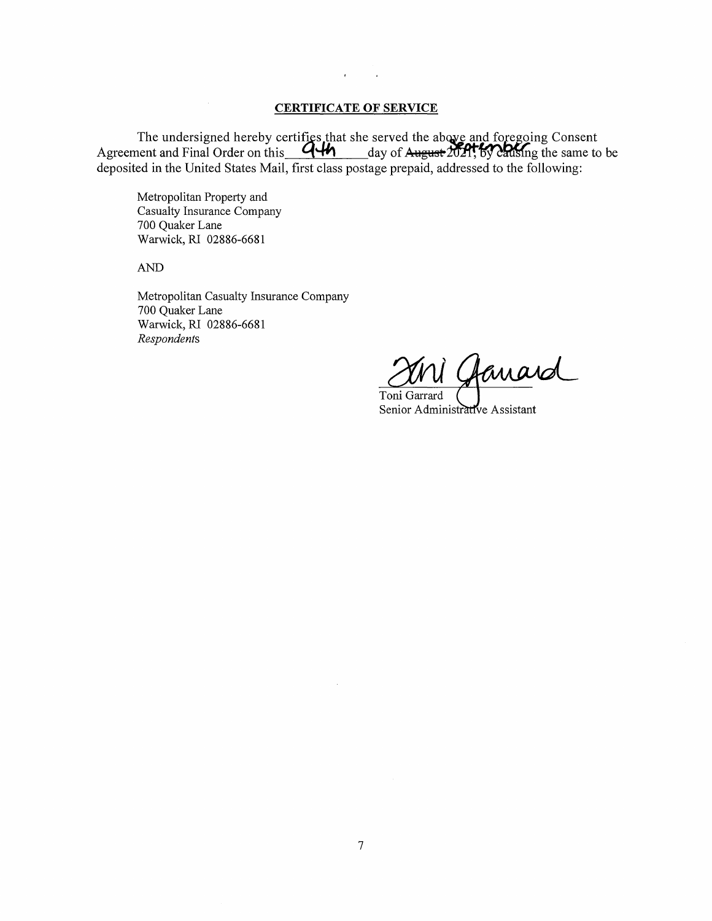**CERTIFICATE OF SERVICE**

The undersigned hereby certifies that she served the above and foregoing Consent Agreement and Final Order on this 9th day of ~~August~~ September 2021, by causing the same to be deposited in the United States Mail, first class postage prepaid, addressed to the following:

Metropolitan Property and
Casualty Insurance Company
700 Quaker Lane
Warwick, RI 02886-6681

AND

Metropolitan Casualty Insurance Company
700 Quaker Lane
Warwick, RI 02886-6681
*Respondents*

Toni Garrard
Senior Administrative Assistant